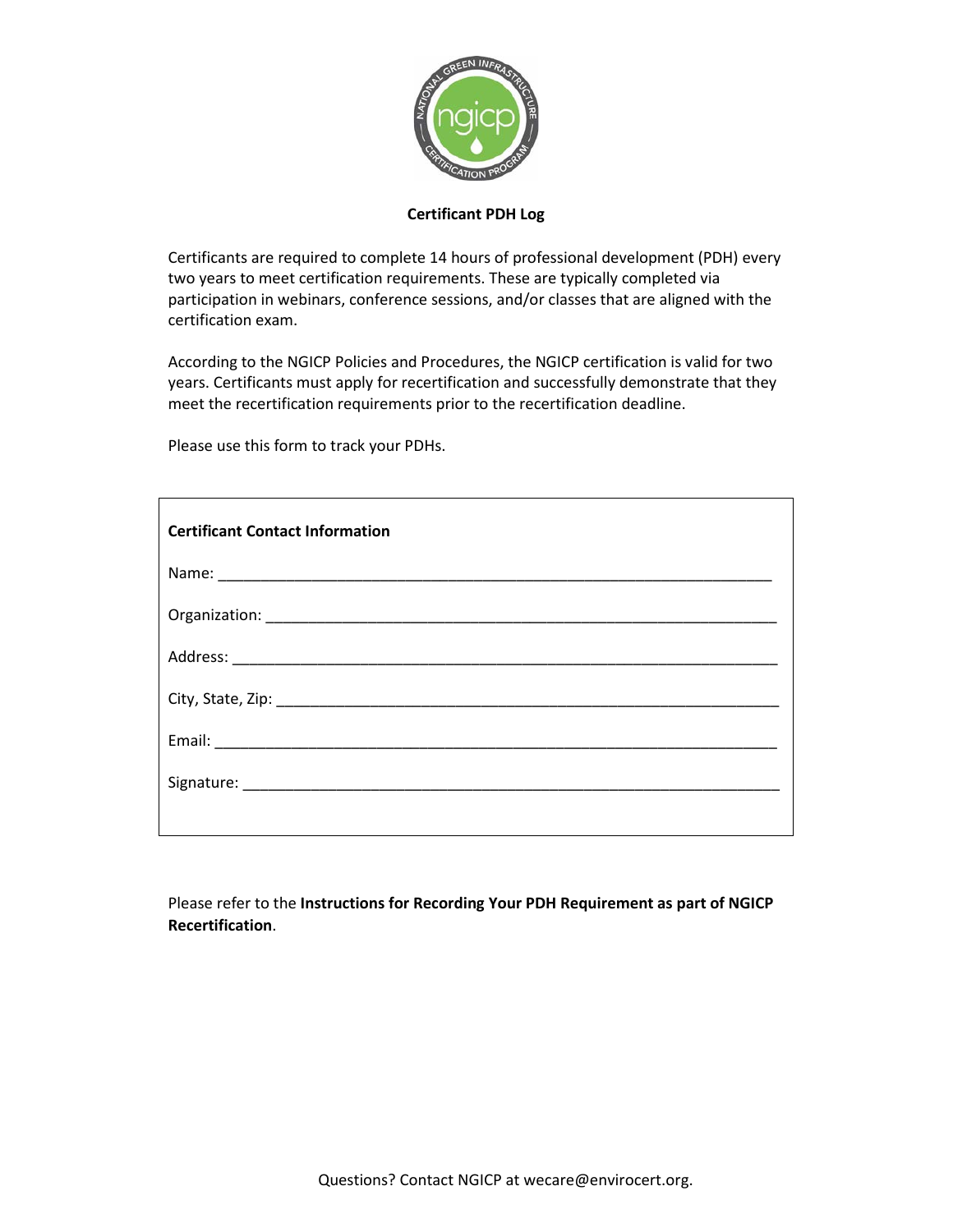**Certificant PDH Log**

Certificants are required to complete 14 hours of professional development (PDH) every two years to meet certification requirements. These are typically completed via participation in webinars, conference sessions, and/or classes that are aligned with the certification exam.

According to the NGICP Policies and Procedures, the NGICP certification is valid for two years. Certificants must apply for recertification and successfully demonstrate that they meet the recertification requirements prior to the recertification deadline.

Please use this form to track your PDHs.

**Certificant Contact Information**

Name: ___________________________________________________________________

Organization: ______________________________________________________________

Address: _________________________________________________________________

City, State, Zip: ____________________________________________________________

Email: ___________________________________________________________________

Signature: ________________________________________________________________

Please refer to the **Instructions for Recording Your PDH Requirement as part of NGICP Recertification**.

Questions? Contact NGICP at wecare@envirocert.org.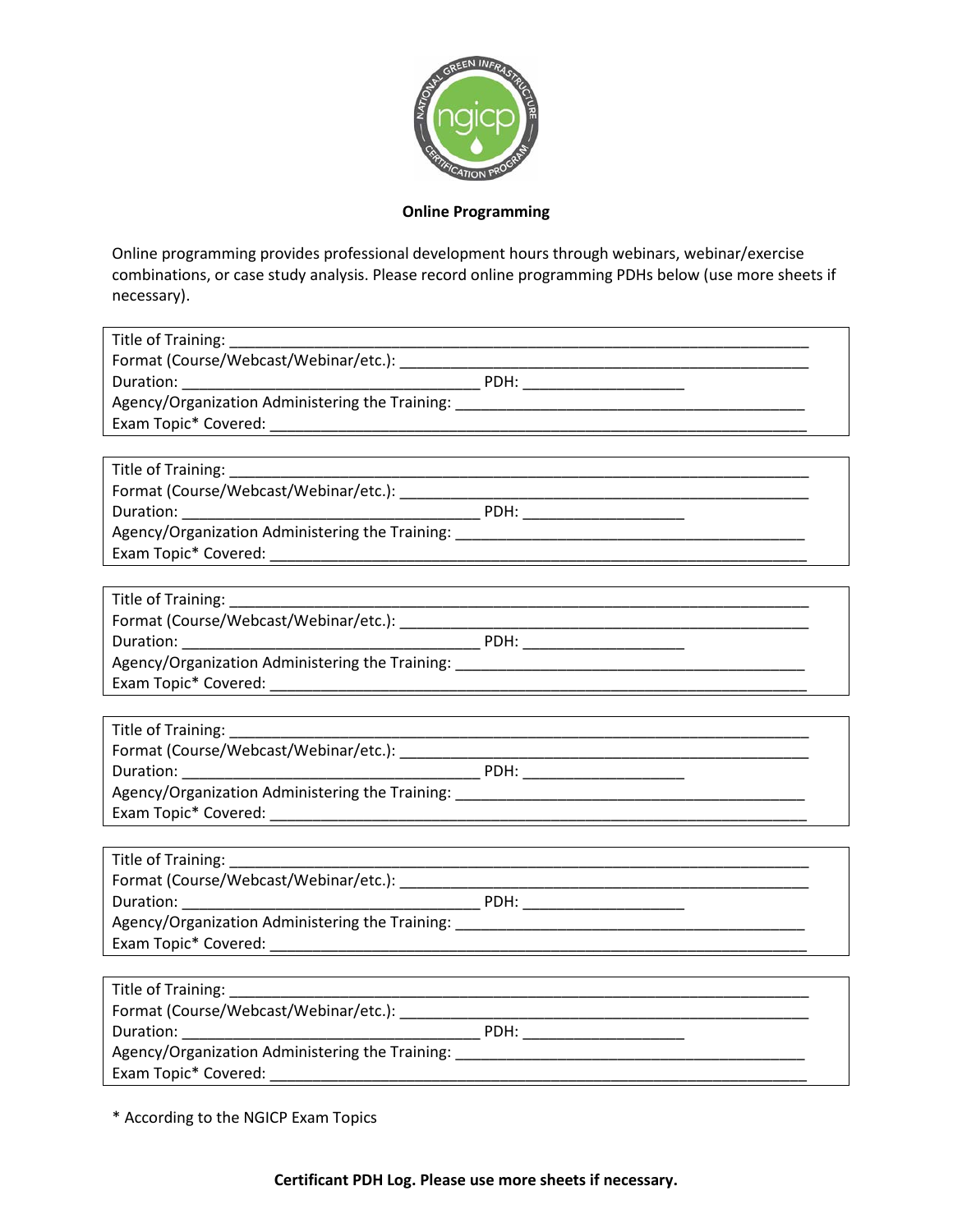**Online Programming**

Online programming provides professional development hours through webinars, webinar/exercise combinations, or case study analysis. Please record online programming PDHs below (use more sheets if necessary).

Title of Training: ______________________________________________
Format (Course/Webcast/Webinar/etc.): ______________________________
Duration: ______________________ PDH: ____________
Agency/Organization Administering the Training: _____________________
Exam Topic* Covered: ____________________________________________

Title of Training: ______________________________________________
Format (Course/Webcast/Webinar/etc.): ______________________________
Duration: ______________________ PDH: ____________
Agency/Organization Administering the Training: _____________________
Exam Topic* Covered: ____________________________________________

Title of Training: ______________________________________________
Format (Course/Webcast/Webinar/etc.): ______________________________
Duration: ______________________ PDH: ____________
Agency/Organization Administering the Training: _____________________
Exam Topic* Covered: ____________________________________________

Title of Training: ______________________________________________
Format (Course/Webcast/Webinar/etc.): ______________________________
Duration: ______________________ PDH: ____________
Agency/Organization Administering the Training: _____________________
Exam Topic* Covered: ____________________________________________

Title of Training: ______________________________________________
Format (Course/Webcast/Webinar/etc.): ______________________________
Duration: ______________________ PDH: ____________
Agency/Organization Administering the Training: _____________________
Exam Topic* Covered: ____________________________________________

Title of Training: ______________________________________________
Format (Course/Webcast/Webinar/etc.): ______________________________
Duration: ______________________ PDH: ____________
Agency/Organization Administering the Training: _____________________
Exam Topic* Covered: ____________________________________________

* According to the NGICP Exam Topics

**Certificant PDH Log. Please use more sheets if necessary.**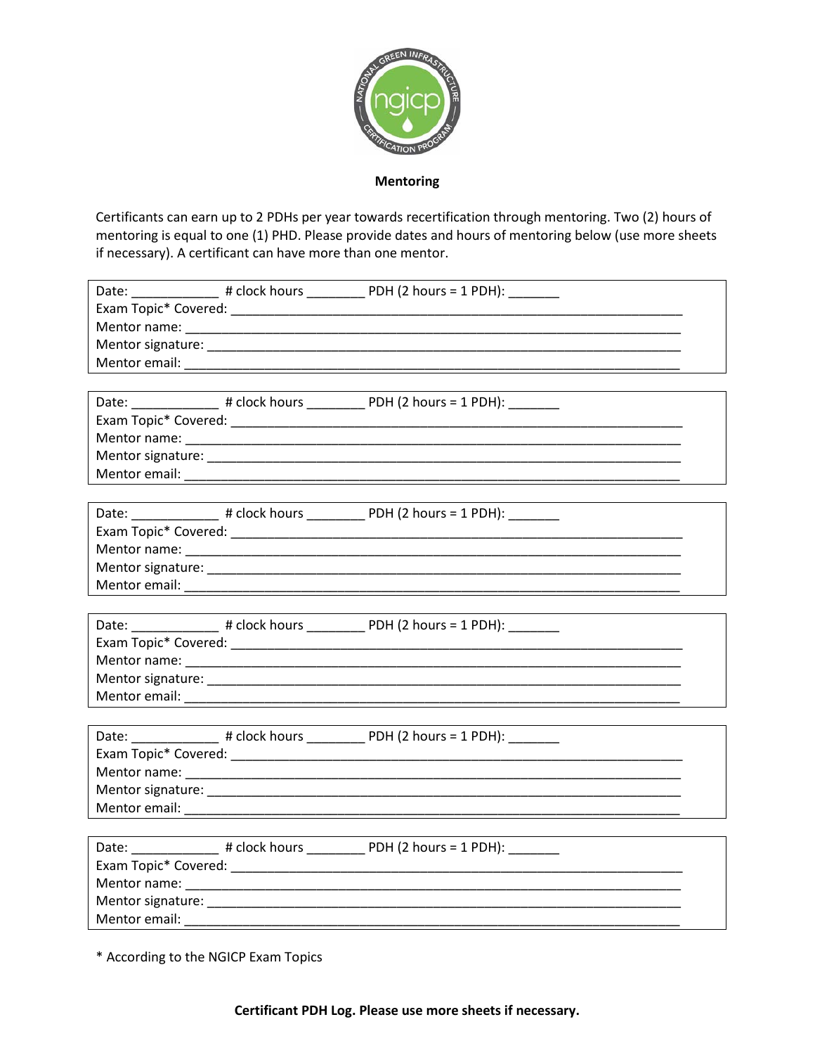**Mentoring**

Certificants can earn up to 2 PDHs per year towards recertification through mentoring. Two (2) hours of mentoring is equal to one (1) PHD. Please provide dates and hours of mentoring below (use more sheets if necessary). A certificant can have more than one mentor.

Date: ____________ # clock hours ________ PDH (2 hours = 1 PDH): _______
Exam Topic* Covered: ________________________________________________________________
Mentor name: ________________________________________________________________________
Mentor signature: ____________________________________________________________________
Mentor email: _______________________________________________________________________

Date: ____________ # clock hours ________ PDH (2 hours = 1 PDH): _______
Exam Topic* Covered: ________________________________________________________________
Mentor name: ________________________________________________________________________
Mentor signature: ____________________________________________________________________
Mentor email: _______________________________________________________________________

Date: ____________ # clock hours ________ PDH (2 hours = 1 PDH): _______
Exam Topic* Covered: ________________________________________________________________
Mentor name: ________________________________________________________________________
Mentor signature: ____________________________________________________________________
Mentor email: _______________________________________________________________________

Date: ____________ # clock hours ________ PDH (2 hours = 1 PDH): _______
Exam Topic* Covered: ________________________________________________________________
Mentor name: ________________________________________________________________________
Mentor signature: ____________________________________________________________________
Mentor email: _______________________________________________________________________

Date: ____________ # clock hours ________ PDH (2 hours = 1 PDH): _______
Exam Topic* Covered: ________________________________________________________________
Mentor name: ________________________________________________________________________
Mentor signature: ____________________________________________________________________
Mentor email: _______________________________________________________________________

Date: ____________ # clock hours ________ PDH (2 hours = 1 PDH): _______
Exam Topic* Covered: ________________________________________________________________
Mentor name: ________________________________________________________________________
Mentor signature: ____________________________________________________________________
Mentor email: _______________________________________________________________________

* According to the NGICP Exam Topics

**Certificant PDH Log. Please use more sheets if necessary.**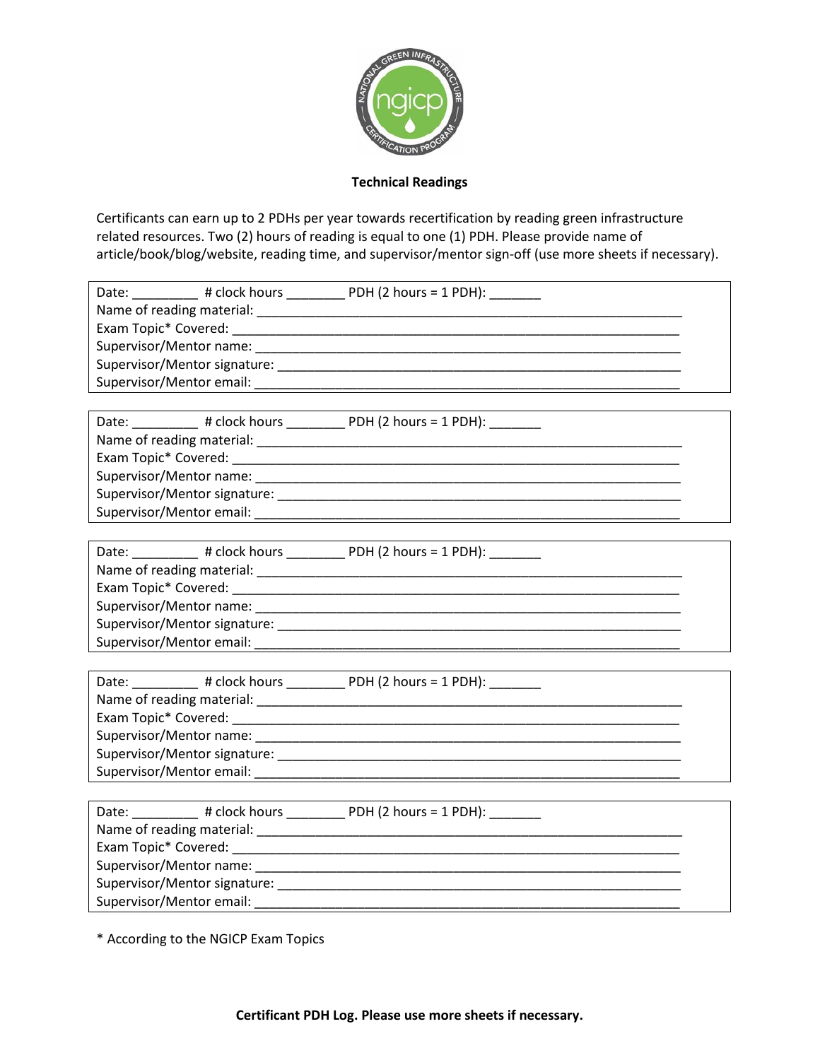**Technical Readings**

Certificants can earn up to 2 PDHs per year towards recertification by reading green infrastructure related resources. Two (2) hours of reading is equal to one (1) PDH. Please provide name of article/book/blog/website, reading time, and supervisor/mentor sign-off (use more sheets if necessary).

Date: _________ # clock hours ________ PDH (2 hours = 1 PDH): _______
Name of reading material: ______________________________________________________________
Exam Topic* Covered: _________________________________________________________________
Supervisor/Mentor name: _______________________________________________________________
Supervisor/Mentor signature: ____________________________________________________________
Supervisor/Mentor email: _______________________________________________________________

Date: _________ # clock hours ________ PDH (2 hours = 1 PDH): _______
Name of reading material: ______________________________________________________________
Exam Topic* Covered: _________________________________________________________________
Supervisor/Mentor name: _______________________________________________________________
Supervisor/Mentor signature: ____________________________________________________________
Supervisor/Mentor email: _______________________________________________________________

Date: _________ # clock hours ________ PDH (2 hours = 1 PDH): _______
Name of reading material: ______________________________________________________________
Exam Topic* Covered: _________________________________________________________________
Supervisor/Mentor name: _______________________________________________________________
Supervisor/Mentor signature: ____________________________________________________________
Supervisor/Mentor email: _______________________________________________________________

Date: _________ # clock hours ________ PDH (2 hours = 1 PDH): _______
Name of reading material: ______________________________________________________________
Exam Topic* Covered: _________________________________________________________________
Supervisor/Mentor name: _______________________________________________________________
Supervisor/Mentor signature: ____________________________________________________________
Supervisor/Mentor email: _______________________________________________________________

Date: _________ # clock hours ________ PDH (2 hours = 1 PDH): _______
Name of reading material: ______________________________________________________________
Exam Topic* Covered: _________________________________________________________________
Supervisor/Mentor name: _______________________________________________________________
Supervisor/Mentor signature: ____________________________________________________________
Supervisor/Mentor email: _______________________________________________________________

* According to the NGICP Exam Topics

**Certificant PDH Log. Please use more sheets if necessary.**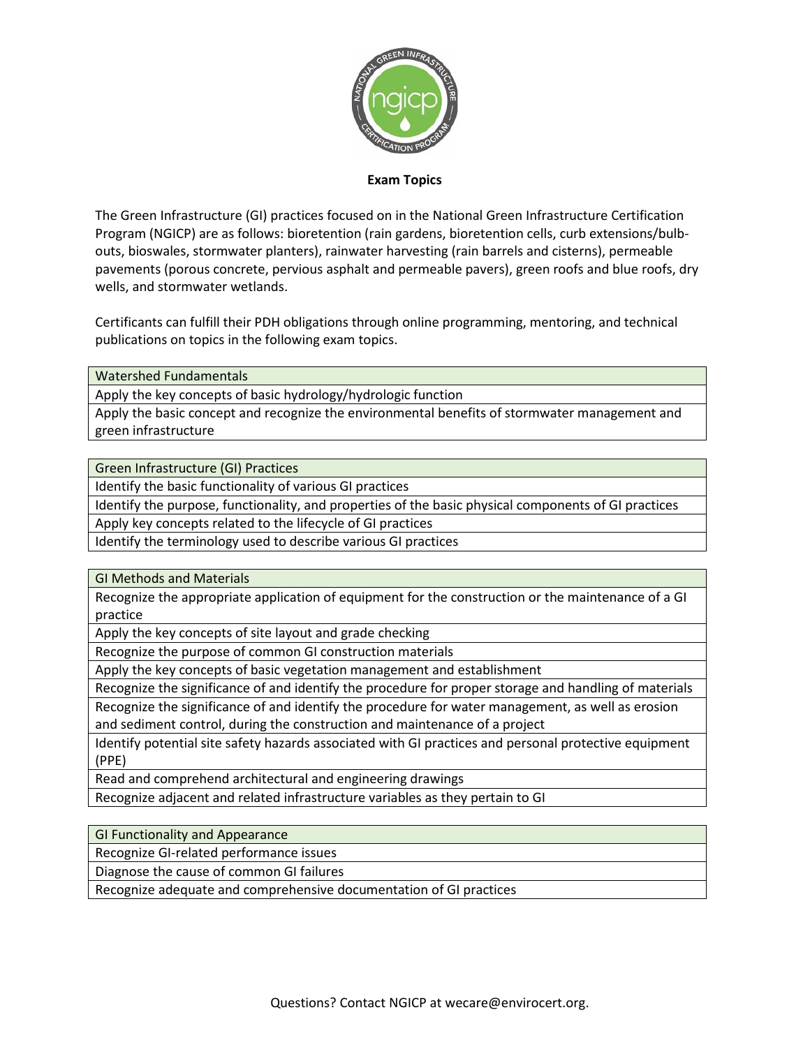## Exam Topics

The Green Infrastructure (GI) practices focused on in the National Green Infrastructure Certification Program (NGICP) are as follows: bioretention (rain gardens, bioretention cells, curb extensions/bulb-outs, bioswales, stormwater planters), rainwater harvesting (rain barrels and cisterns), permeable pavements (porous concrete, pervious asphalt and permeable pavers), green roofs and blue roofs, dry wells, and stormwater wetlands.

Certificants can fulfill their PDH obligations through online programming, mentoring, and technical publications on topics in the following exam topics.

| Watershed Fundamentals |
|---|
| Apply the key concepts of basic hydrology/hydrologic function |
| Apply the basic concept and recognize the environmental benefits of stormwater management and green infrastructure |

| Green Infrastructure (GI) Practices |
|---|
| Identify the basic functionality of various GI practices |
| Identify the purpose, functionality, and properties of the basic physical components of GI practices |
| Apply key concepts related to the lifecycle of GI practices |
| Identify the terminology used to describe various GI practices |

| GI Methods and Materials |
|---|
| Recognize the appropriate application of equipment for the construction or the maintenance of a GI practice |
| Apply the key concepts of site layout and grade checking |
| Recognize the purpose of common GI construction materials |
| Apply the key concepts of basic vegetation management and establishment |
| Recognize the significance of and identify the procedure for proper storage and handling of materials |
| Recognize the significance of and identify the procedure for water management, as well as erosion and sediment control, during the construction and maintenance of a project |
| Identify potential site safety hazards associated with GI practices and personal protective equipment (PPE) |
| Read and comprehend architectural and engineering drawings |
| Recognize adjacent and related infrastructure variables as they pertain to GI |

| GI Functionality and Appearance |
|---|
| Recognize GI-related performance issues |
| Diagnose the cause of common GI failures |
| Recognize adequate and comprehensive documentation of GI practices |

Questions? Contact NGICP at wecare@envirocert.org.